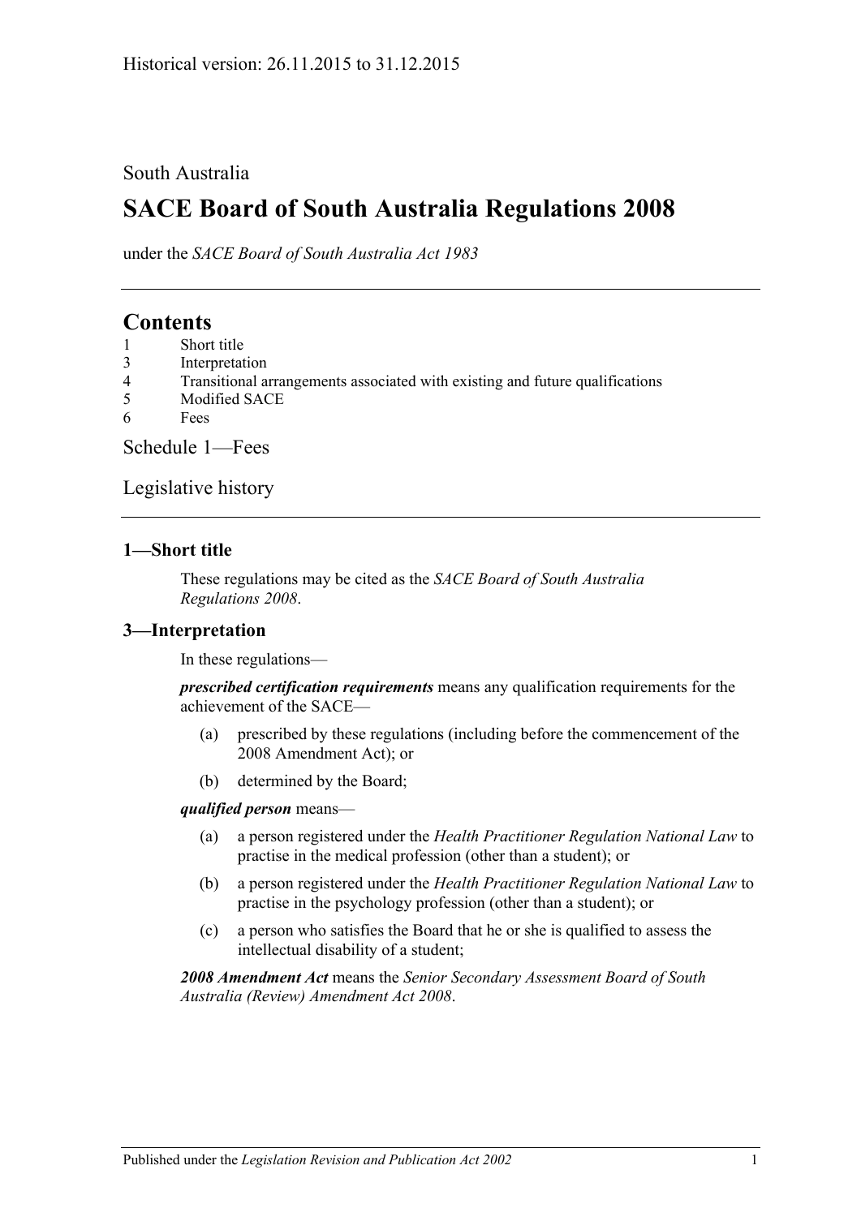Historical version: 26.11.2015 to 31.12.2015

South Australia

# SACE Board of South Australia Regulations 2008

under the *SACE Board of South Australia Act 1983*

## Contents

1 Short title
3 Interpretation
4 Transitional arrangements associated with existing and future qualifications
5 Modified SACE
6 Fees

Schedule 1—Fees

Legislative history

### 1—Short title

These regulations may be cited as the *SACE Board of South Australia Regulations 2008*.

### 3—Interpretation

In these regulations—

***prescribed certification requirements*** means any qualification requirements for the achievement of the SACE—

(a) prescribed by these regulations (including before the commencement of the 2008 Amendment Act); or

(b) determined by the Board;

***qualified person*** means—

(a) a person registered under the *Health Practitioner Regulation National Law* to practise in the medical profession (other than a student); or

(b) a person registered under the *Health Practitioner Regulation National Law* to practise in the psychology profession (other than a student); or

(c) a person who satisfies the Board that he or she is qualified to assess the intellectual disability of a student;

***2008 Amendment Act*** means the *Senior Secondary Assessment Board of South Australia (Review) Amendment Act 2008*.

Published under the *Legislation Revision and Publication Act 2002*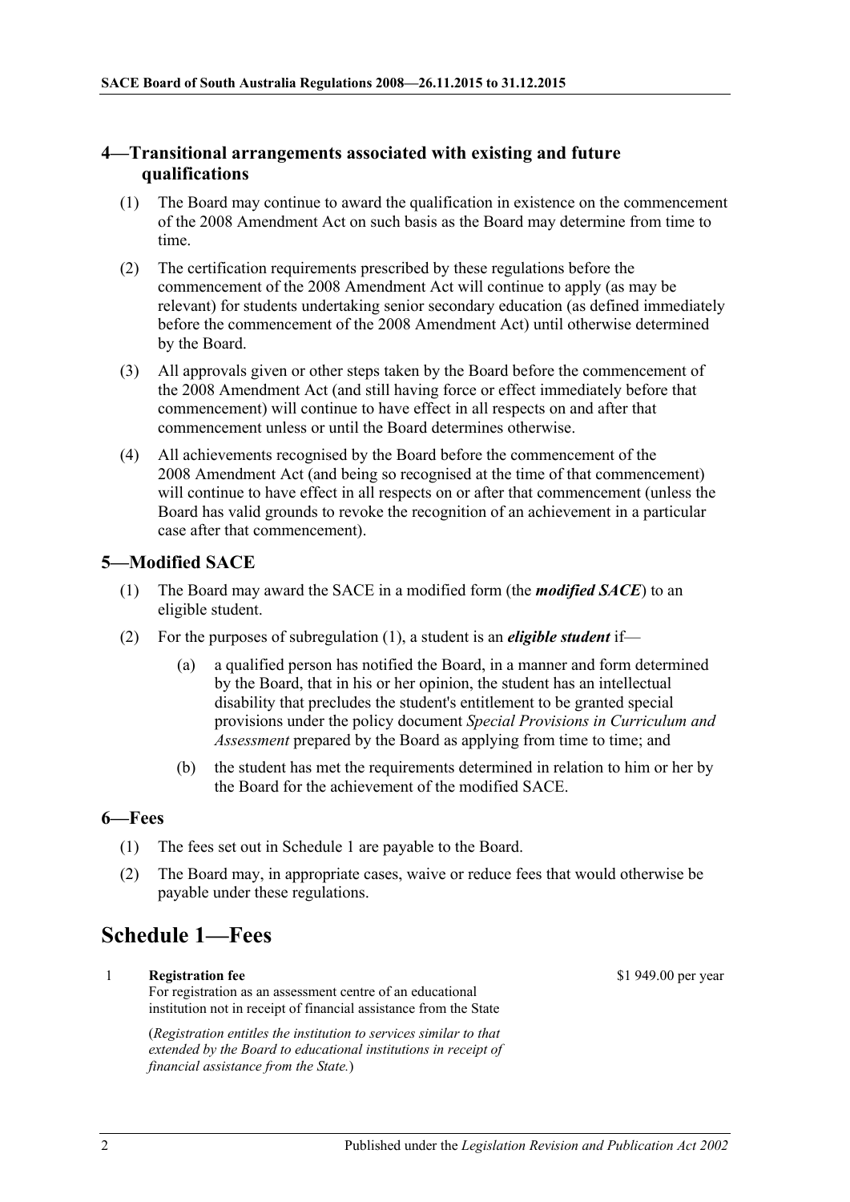## 4—Transitional arrangements associated with existing and future qualifications

(1) The Board may continue to award the qualification in existence on the commencement of the 2008 Amendment Act on such basis as the Board may determine from time to time.

(2) The certification requirements prescribed by these regulations before the commencement of the 2008 Amendment Act will continue to apply (as may be relevant) for students undertaking senior secondary education (as defined immediately before the commencement of the 2008 Amendment Act) until otherwise determined by the Board.

(3) All approvals given or other steps taken by the Board before the commencement of the 2008 Amendment Act (and still having force or effect immediately before that commencement) will continue to have effect in all respects on and after that commencement unless or until the Board determines otherwise.

(4) All achievements recognised by the Board before the commencement of the 2008 Amendment Act (and being so recognised at the time of that commencement) will continue to have effect in all respects on or after that commencement (unless the Board has valid grounds to revoke the recognition of an achievement in a particular case after that commencement).

## 5—Modified SACE

(1) The Board may award the SACE in a modified form (the ***modified SACE***) to an eligible student.

(2) For the purposes of subregulation (1), a student is an ***eligible student*** if—

(a) a qualified person has notified the Board, in a manner and form determined by the Board, that in his or her opinion, the student has an intellectual disability that precludes the student's entitlement to be granted special provisions under the policy document *Special Provisions in Curriculum and Assessment* prepared by the Board as applying from time to time; and

(b) the student has met the requirements determined in relation to him or her by the Board for the achievement of the modified SACE.

## 6—Fees

(1) The fees set out in Schedule 1 are payable to the Board.

(2) The Board may, in appropriate cases, waive or reduce fees that would otherwise be payable under these regulations.

# Schedule 1—Fees

| | | |
|---|---|---|
| 1 | **Registration fee**<br>For registration as an assessment centre of an educational institution not in receipt of financial assistance from the State<br><br>(*Registration entitles the institution to services similar to that extended by the Board to educational institutions in receipt of financial assistance from the State.*) | $1 949.00 per year |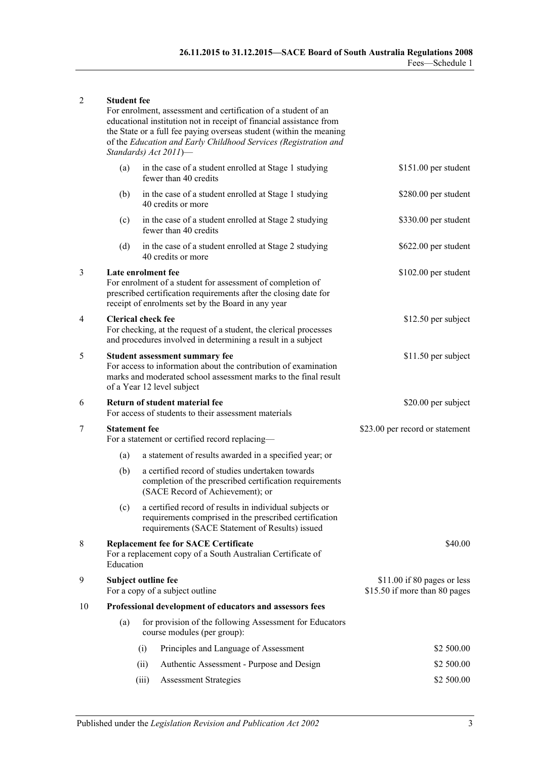| | | |
|---|---|---|
| 2 | **Student fee**<br>For enrolment, assessment and certification of a student of an educational institution not in receipt of financial assistance from the State or a full fee paying overseas student (within the meaning of the *Education and Early Childhood Services (Registration and Standards) Act 2011*)— | |
| | (a) in the case of a student enrolled at Stage 1 studying fewer than 40 credits | $151.00 per student |
| | (b) in the case of a student enrolled at Stage 1 studying 40 credits or more | $280.00 per student |
| | (c) in the case of a student enrolled at Stage 2 studying fewer than 40 credits | $330.00 per student |
| | (d) in the case of a student enrolled at Stage 2 studying 40 credits or more | $622.00 per student |
| 3 | **Late enrolment fee**<br>For enrolment of a student for assessment of completion of prescribed certification requirements after the closing date for receipt of enrolments set by the Board in any year | $102.00 per student |
| 4 | **Clerical check fee**<br>For checking, at the request of a student, the clerical processes and procedures involved in determining a result in a subject | $12.50 per subject |
| 5 | **Student assessment summary fee**<br>For access to information about the contribution of examination marks and moderated school assessment marks to the final result of a Year 12 level subject | $11.50 per subject |
| 6 | **Return of student material fee**<br>For access of students to their assessment materials | $20.00 per subject |
| 7 | **Statement fee**<br>For a statement or certified record replacing— | $23.00 per record or statement |
| | (a) a statement of results awarded in a specified year; or | |
| | (b) a certified record of studies undertaken towards completion of the prescribed certification requirements (SACE Record of Achievement); or | |
| | (c) a certified record of results in individual subjects or requirements comprised in the prescribed certification requirements (SACE Statement of Results) issued | |
| 8 | **Replacement fee for SACE Certificate**<br>For a replacement copy of a South Australian Certificate of Education | $40.00 |
| 9 | **Subject outline fee**<br>For a copy of a subject outline | $11.00 if 80 pages or less<br>$15.50 if more than 80 pages |
| 10 | **Professional development of educators and assessors fees** | |
| | (a) for provision of the following Assessment for Educators course modules (per group): | |
| | (i) Principles and Language of Assessment | $2 500.00 |
| | (ii) Authentic Assessment - Purpose and Design | $2 500.00 |
| | (iii) Assessment Strategies | $2 500.00 |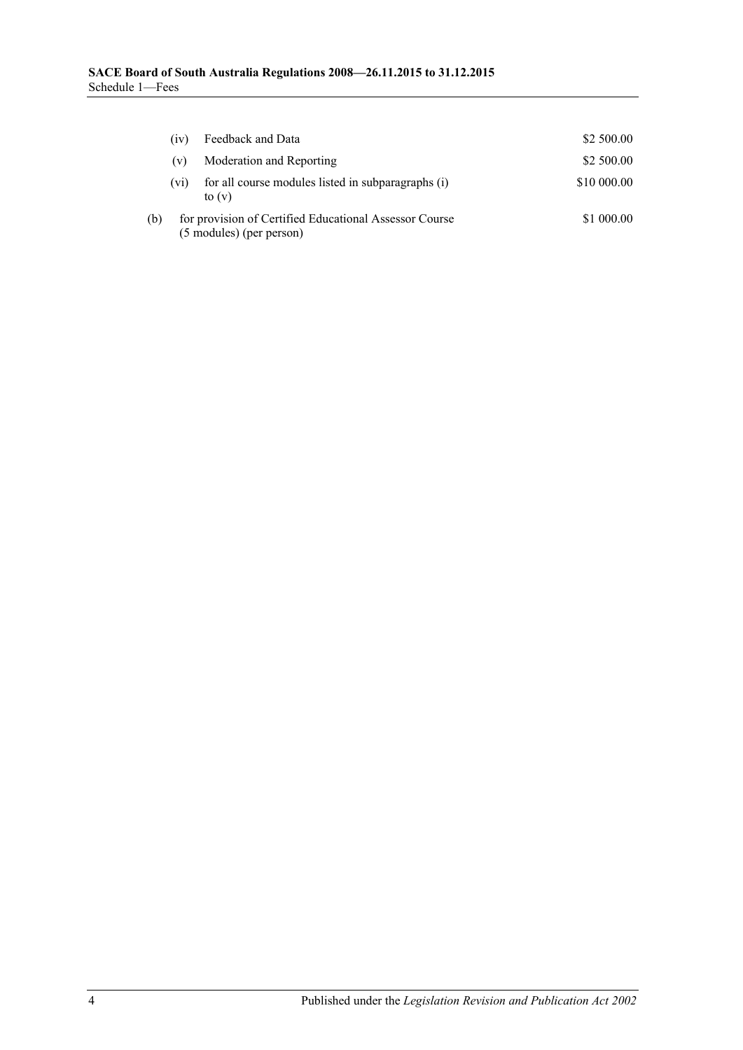| | | |
|---|---|---|
| | (iv) Feedback and Data | \$2 500.00 |
| | (v) Moderation and Reporting | \$2 500.00 |
| | (vi) for all course modules listed in subparagraphs (i) to (v) | \$10 000.00 |
| (b) | for provision of Certified Educational Assessor Course (5 modules) (per person) | \$1 000.00 |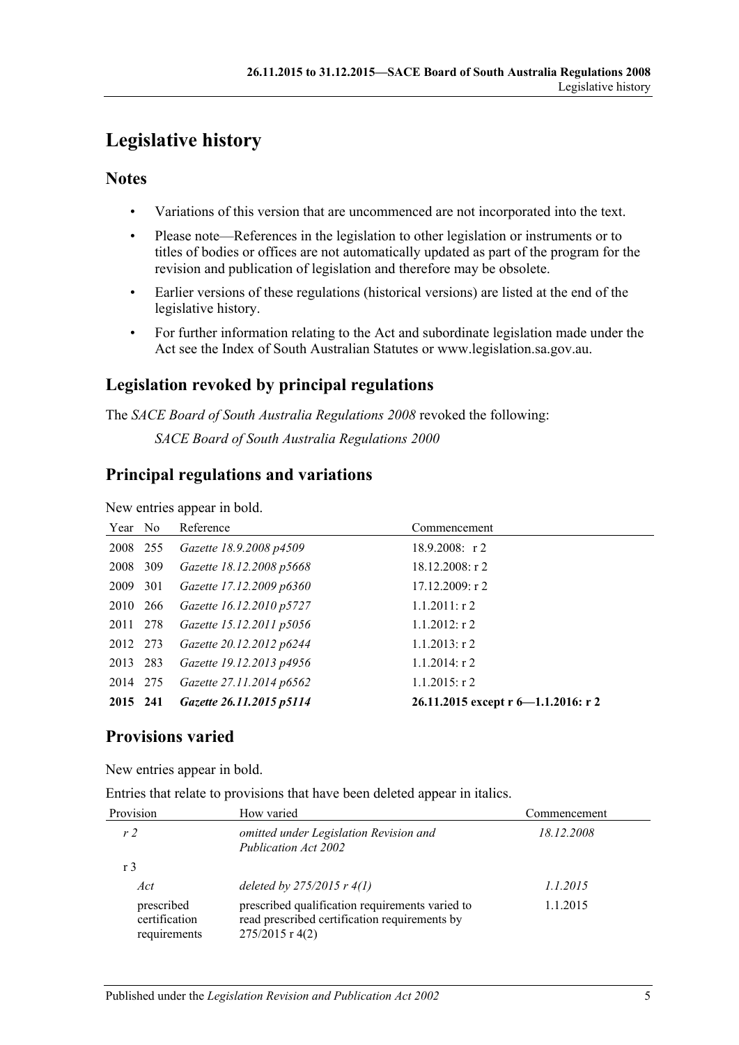# Legislative history

## Notes

- Variations of this version that are uncommenced are not incorporated into the text.
- Please note—References in the legislation to other legislation or instruments or to titles of bodies or offices are not automatically updated as part of the program for the revision and publication of legislation and therefore may be obsolete.
- Earlier versions of these regulations (historical versions) are listed at the end of the legislative history.
- For further information relating to the Act and subordinate legislation made under the Act see the Index of South Australian Statutes or www.legislation.sa.gov.au.

## Legislation revoked by principal regulations

The *SACE Board of South Australia Regulations 2008* revoked the following:

*SACE Board of South Australia Regulations 2000*

## Principal regulations and variations

New entries appear in bold.

| Year | No | Reference | Commencement |
|---|---|---|---|
| 2008 | 255 | *Gazette 18.9.2008 p4509* | 18.9.2008: r 2 |
| 2008 | 309 | *Gazette 18.12.2008 p5668* | 18.12.2008: r 2 |
| 2009 | 301 | *Gazette 17.12.2009 p6360* | 17.12.2009: r 2 |
| 2010 | 266 | *Gazette 16.12.2010 p5727* | 1.1.2011: r 2 |
| 2011 | 278 | *Gazette 15.12.2011 p5056* | 1.1.2012: r 2 |
| 2012 | 273 | *Gazette 20.12.2012 p6244* | 1.1.2013: r 2 |
| 2013 | 283 | *Gazette 19.12.2013 p4956* | 1.1.2014: r 2 |
| 2014 | 275 | *Gazette 27.11.2014 p6562* | 1.1.2015: r 2 |
| **2015** | **241** | ***Gazette 26.11.2015 p5114*** | **26.11.2015 except r 6—1.1.2016: r 2** |

## Provisions varied

New entries appear in bold.

Entries that relate to provisions that have been deleted appear in italics.

| Provision | How varied | Commencement |
|---|---|---|
| *r 2* | *omitted under Legislation Revision and Publication Act 2002* | *18.12.2008* |
| r 3 | | |
| *Act* | *deleted by 275/2015 r 4(1)* | *1.1.2015* |
| prescribed certification requirements | prescribed qualification requirements varied to read prescribed certification requirements by 275/2015 r 4(2) | 1.1.2015 |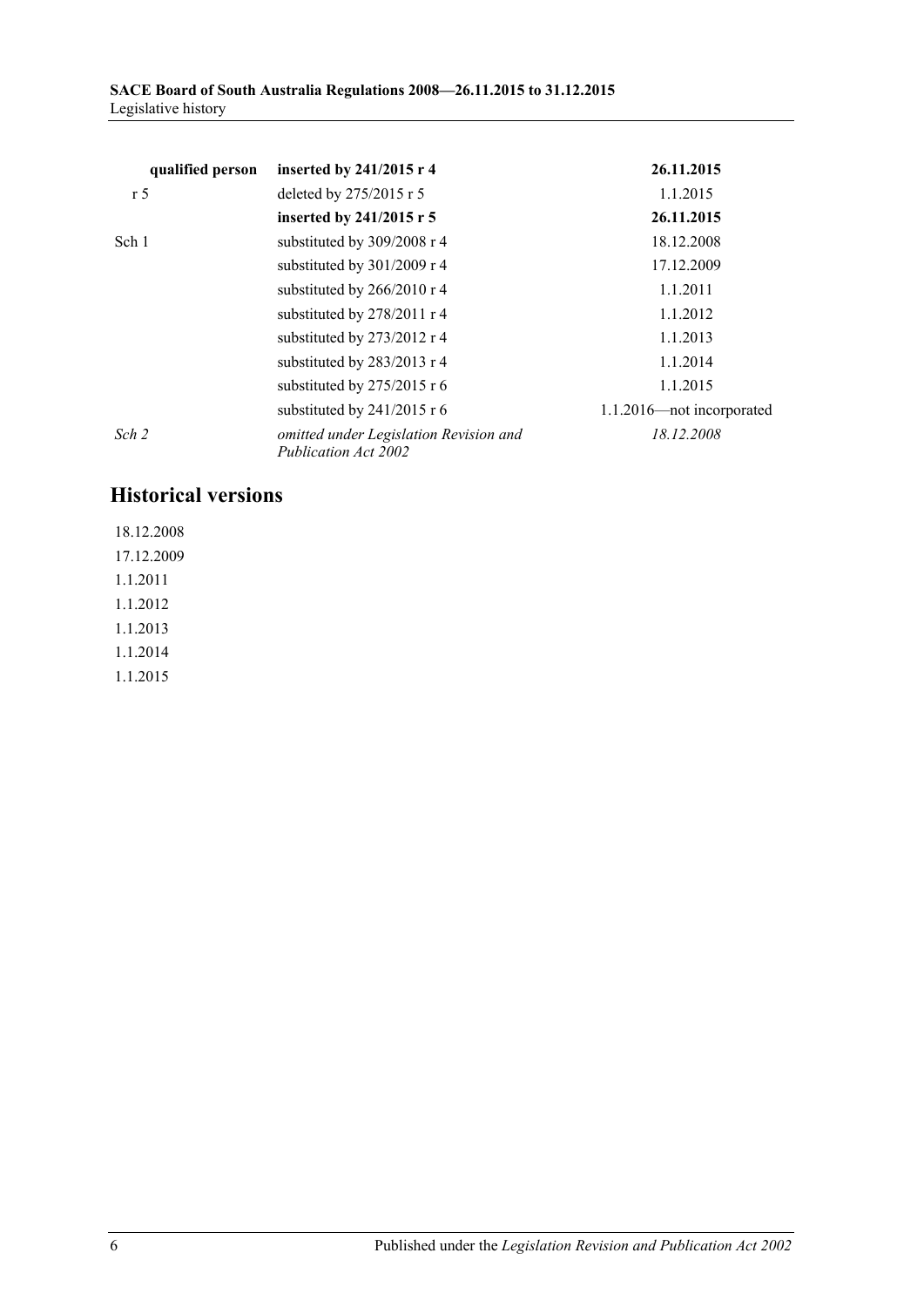| | | |
|---|---|---|
| **qualified person** | **inserted by 241/2015 r 4** | **26.11.2015** |
| r 5 | deleted by 275/2015 r 5 | 1.1.2015 |
| | **inserted by 241/2015 r 5** | **26.11.2015** |
| Sch 1 | substituted by 309/2008 r 4 | 18.12.2008 |
| | substituted by 301/2009 r 4 | 17.12.2009 |
| | substituted by 266/2010 r 4 | 1.1.2011 |
| | substituted by 278/2011 r 4 | 1.1.2012 |
| | substituted by 273/2012 r 4 | 1.1.2013 |
| | substituted by 283/2013 r 4 | 1.1.2014 |
| | substituted by 275/2015 r 6 | 1.1.2015 |
| | substituted by 241/2015 r 6 | 1.1.2016—not incorporated |
| *Sch 2* | *omitted under Legislation Revision and Publication Act 2002* | *18.12.2008* |

## Historical versions

18.12.2008

17.12.2009

1.1.2011

1.1.2012

1.1.2013

1.1.2014

1.1.2015